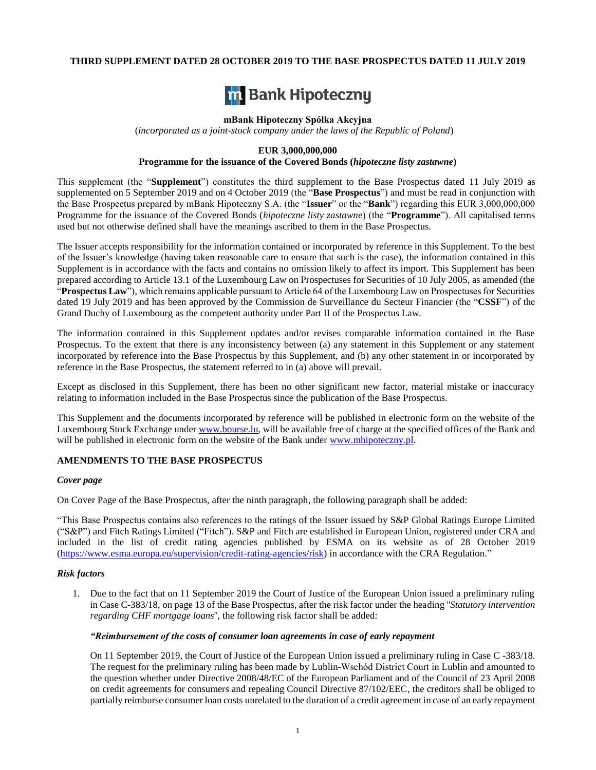**THIRD SUPPLEMENT DATED 28 OCTOBER 2019 TO THE BASE PROSPECTUS DATED 11 JULY 2019**

**mBank Hipoteczny Spółka Akcyjna**

(*incorporated as a joint-stock company under the laws of the Republic of Poland*)

**EUR 3,000,000,000**

**Programme for the issuance of the Covered Bonds (*hipoteczne listy zastawne*)**

This supplement (the "**Supplement**") constitutes the third supplement to the Base Prospectus dated 11 July 2019 as supplemented on 5 September 2019 and on 4 October 2019 (the "**Base Prospectus**") and must be read in conjunction with the Base Prospectus prepared by mBank Hipoteczny S.A. (the "**Issuer**" or the "**Bank**") regarding this EUR 3,000,000,000 Programme for the issuance of the Covered Bonds (*hipoteczne listy zastawne*) (the "**Programme**"). All capitalised terms used but not otherwise defined shall have the meanings ascribed to them in the Base Prospectus.

The Issuer accepts responsibility for the information contained or incorporated by reference in this Supplement. To the best of the Issuer's knowledge (having taken reasonable care to ensure that such is the case), the information contained in this Supplement is in accordance with the facts and contains no omission likely to affect its import. This Supplement has been prepared according to Article 13.1 of the Luxembourg Law on Prospectuses for Securities of 10 July 2005, as amended (the "**Prospectus Law**"), which remains applicable pursuant to Article 64 of the Luxembourg Law on Prospectuses for Securities dated 19 July 2019 and has been approved by the Commission de Surveillance du Secteur Financier (the "**CSSF**") of the Grand Duchy of Luxembourg as the competent authority under Part II of the Prospectus Law.

The information contained in this Supplement updates and/or revises comparable information contained in the Base Prospectus. To the extent that there is any inconsistency between (a) any statement in this Supplement or any statement incorporated by reference into the Base Prospectus by this Supplement, and (b) any other statement in or incorporated by reference in the Base Prospectus, the statement referred to in (a) above will prevail.

Except as disclosed in this Supplement, there has been no other significant new factor, material mistake or inaccuracy relating to information included in the Base Prospectus since the publication of the Base Prospectus.

This Supplement and the documents incorporated by reference will be published in electronic form on the website of the Luxembourg Stock Exchange under www.bourse.lu, will be available free of charge at the specified offices of the Bank and will be published in electronic form on the website of the Bank under www.mhipoteczny.pl.

## AMENDMENTS TO THE BASE PROSPECTUS

### *Cover page*

On Cover Page of the Base Prospectus, after the ninth paragraph, the following paragraph shall be added:

"This Base Prospectus contains also references to the ratings of the Issuer issued by S&P Global Ratings Europe Limited ("S&P") and Fitch Ratings Limited ("Fitch"). S&P and Fitch are established in European Union, registered under CRA and included in the list of credit rating agencies published by ESMA on its website as of 28 October 2019 (https://www.esma.europa.eu/supervision/credit-rating-agencies/risk) in accordance with the CRA Regulation."

### *Risk factors*

1. Due to the fact that on 11 September 2019 the Court of Justice of the European Union issued a preliminary ruling in Case C-383/18, on page 13 of the Base Prospectus, after the risk factor under the heading "*Statutory intervention regarding CHF mortgage loans*", the following risk factor shall be added:

   ***"Reimbursement of the costs of consumer loan agreements in case of early repayment***

   On 11 September 2019, the Court of Justice of the European Union issued a preliminary ruling in Case C -383/18. The request for the preliminary ruling has been made by Lublin-Wschód District Court in Lublin and amounted to the question whether under Directive 2008/48/EC of the European Parliament and of the Council of 23 April 2008 on credit agreements for consumers and repealing Council Directive 87/102/EEC, the creditors shall be obliged to partially reimburse consumer loan costs unrelated to the duration of a credit agreement in case of an early repayment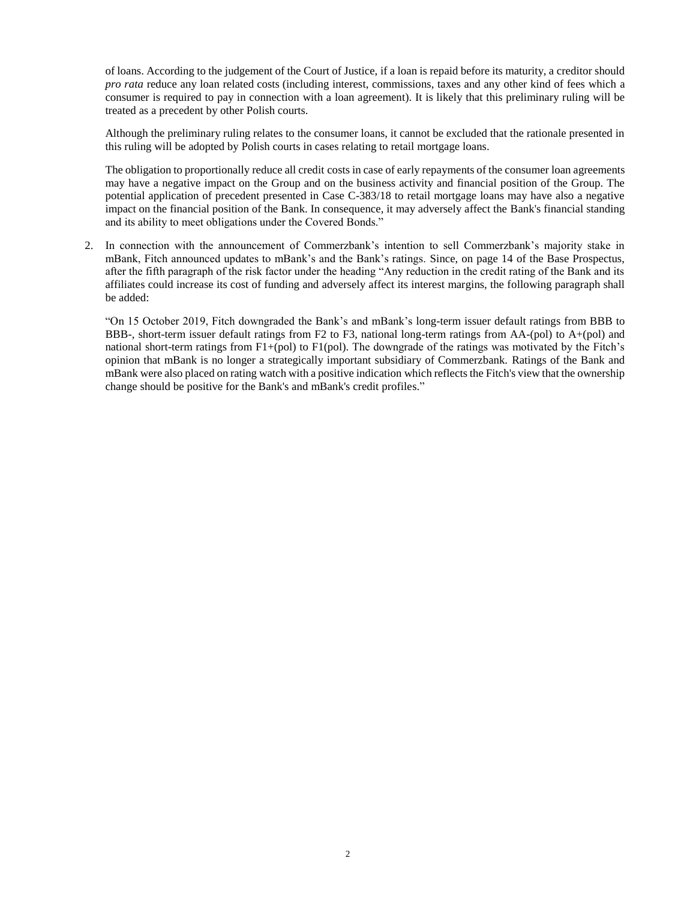of loans. According to the judgement of the Court of Justice, if a loan is repaid before its maturity, a creditor should *pro rata* reduce any loan related costs (including interest, commissions, taxes and any other kind of fees which a consumer is required to pay in connection with a loan agreement). It is likely that this preliminary ruling will be treated as a precedent by other Polish courts.

Although the preliminary ruling relates to the consumer loans, it cannot be excluded that the rationale presented in this ruling will be adopted by Polish courts in cases relating to retail mortgage loans.

The obligation to proportionally reduce all credit costs in case of early repayments of the consumer loan agreements may have a negative impact on the Group and on the business activity and financial position of the Group. The potential application of precedent presented in Case C-383/18 to retail mortgage loans may have also a negative impact on the financial position of the Bank. In consequence, it may adversely affect the Bank's financial standing and its ability to meet obligations under the Covered Bonds."

2. In connection with the announcement of Commerzbank's intention to sell Commerzbank's majority stake in mBank, Fitch announced updates to mBank's and the Bank's ratings. Since, on page 14 of the Base Prospectus, after the fifth paragraph of the risk factor under the heading "Any reduction in the credit rating of the Bank and its affiliates could increase its cost of funding and adversely affect its interest margins, the following paragraph shall be added:

   "On 15 October 2019, Fitch downgraded the Bank's and mBank's long-term issuer default ratings from BBB to BBB-, short-term issuer default ratings from F2 to F3, national long-term ratings from AA-(pol) to A+(pol) and national short-term ratings from F1+(pol) to F1(pol). The downgrade of the ratings was motivated by the Fitch's opinion that mBank is no longer a strategically important subsidiary of Commerzbank. Ratings of the Bank and mBank were also placed on rating watch with a positive indication which reflects the Fitch's view that the ownership change should be positive for the Bank's and mBank's credit profiles."